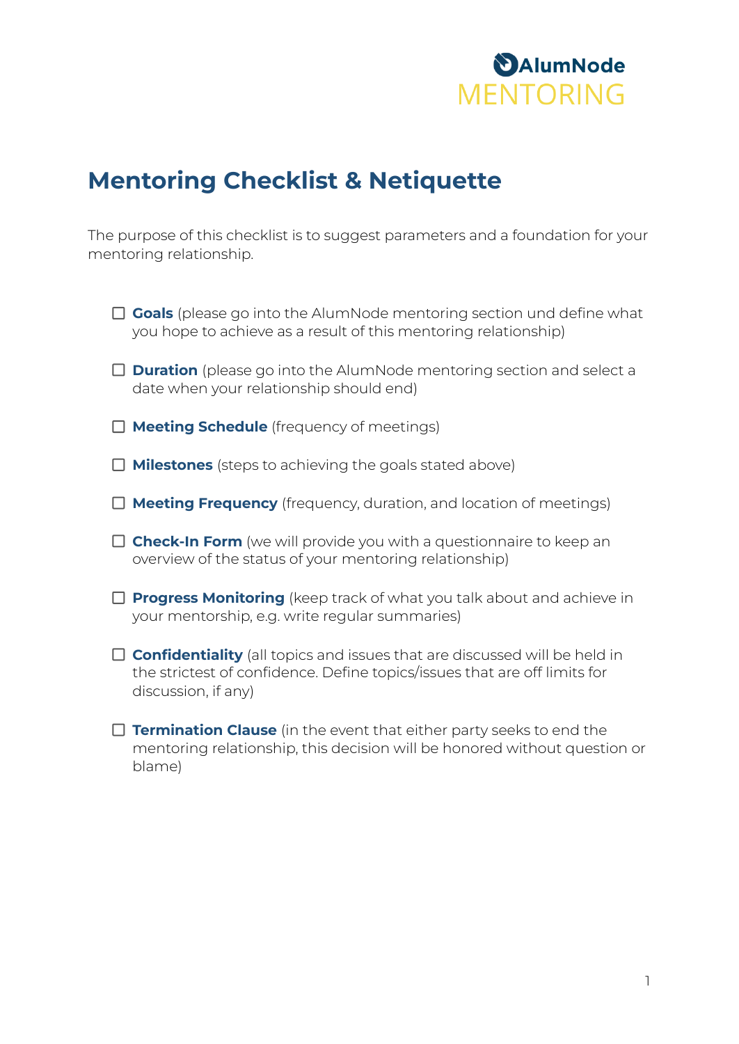AlumNode
MENTORING

# Mentoring Checklist & Netiquette

The purpose of this checklist is to suggest parameters and a foundation for your mentoring relationship.

- ☐ **Goals** (please go into the AlumNode mentoring section und define what you hope to achieve as a result of this mentoring relationship)
- ☐ **Duration** (please go into the AlumNode mentoring section and select a date when your relationship should end)
- ☐ **Meeting Schedule** (frequency of meetings)
- ☐ **Milestones** (steps to achieving the goals stated above)
- ☐ **Meeting Frequency** (frequency, duration, and location of meetings)
- ☐ **Check-In Form** (we will provide you with a questionnaire to keep an overview of the status of your mentoring relationship)
- ☐ **Progress Monitoring** (keep track of what you talk about and achieve in your mentorship, e.g. write regular summaries)
- ☐ **Confidentiality** (all topics and issues that are discussed will be held in the strictest of confidence. Define topics/issues that are off limits for discussion, if any)
- ☐ **Termination Clause** (in the event that either party seeks to end the mentoring relationship, this decision will be honored without question or blame)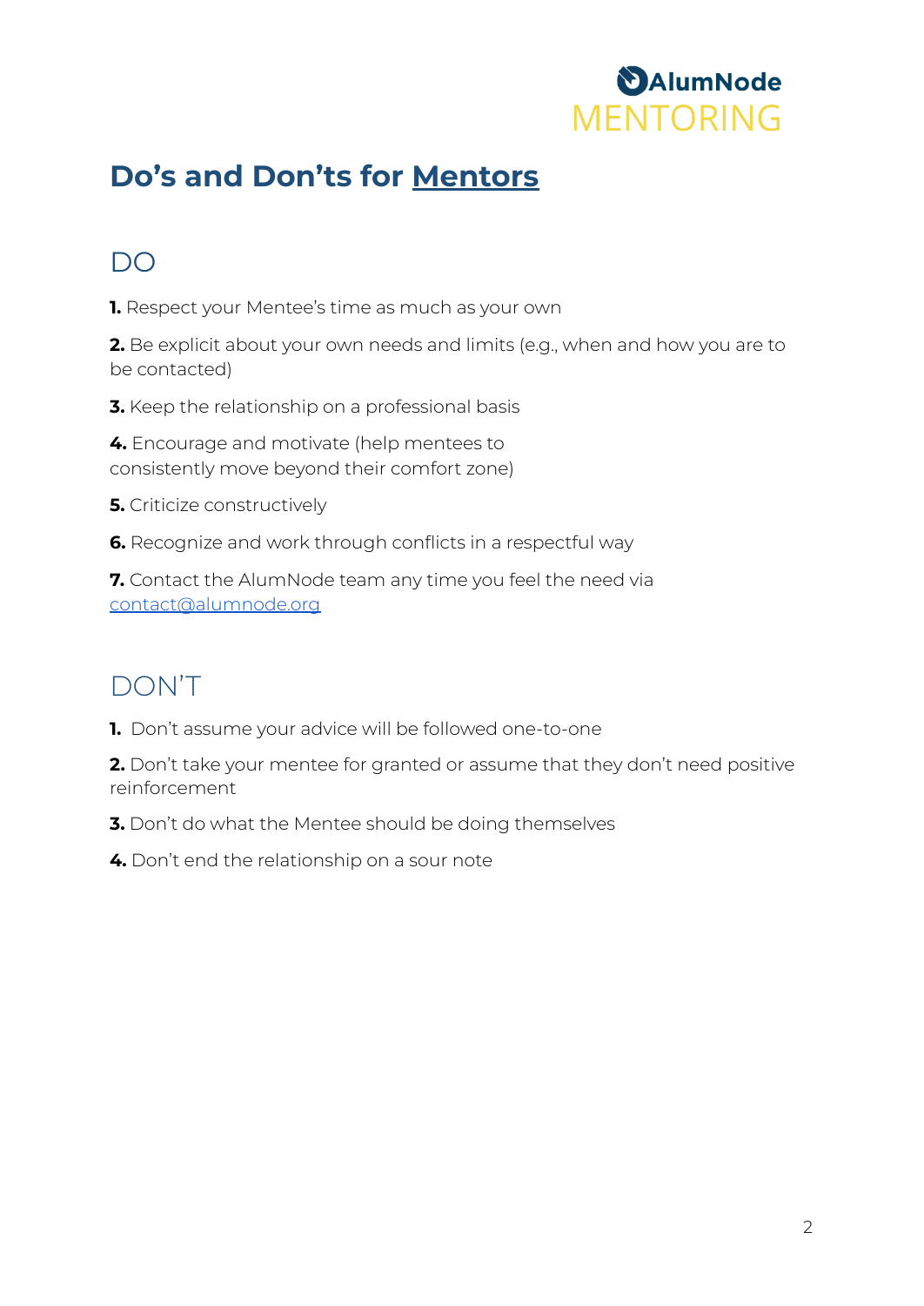# Do’s and Don’ts for Mentors

## DO

**1.** Respect your Mentee’s time as much as your own

**2.** Be explicit about your own needs and limits (e.g., when and how you are to be contacted)

**3.** Keep the relationship on a professional basis

**4.** Encourage and motivate (help mentees to consistently move beyond their comfort zone)

**5.** Criticize constructively

**6.** Recognize and work through conflicts in a respectful way

**7.** Contact the AlumNode team any time you feel the need via contact@alumnode.org

## DON’T

**1.** Don’t assume your advice will be followed one-to-one

**2.** Don’t take your mentee for granted or assume that they don’t need positive reinforcement

**3.** Don’t do what the Mentee should be doing themselves

**4.** Don’t end the relationship on a sour note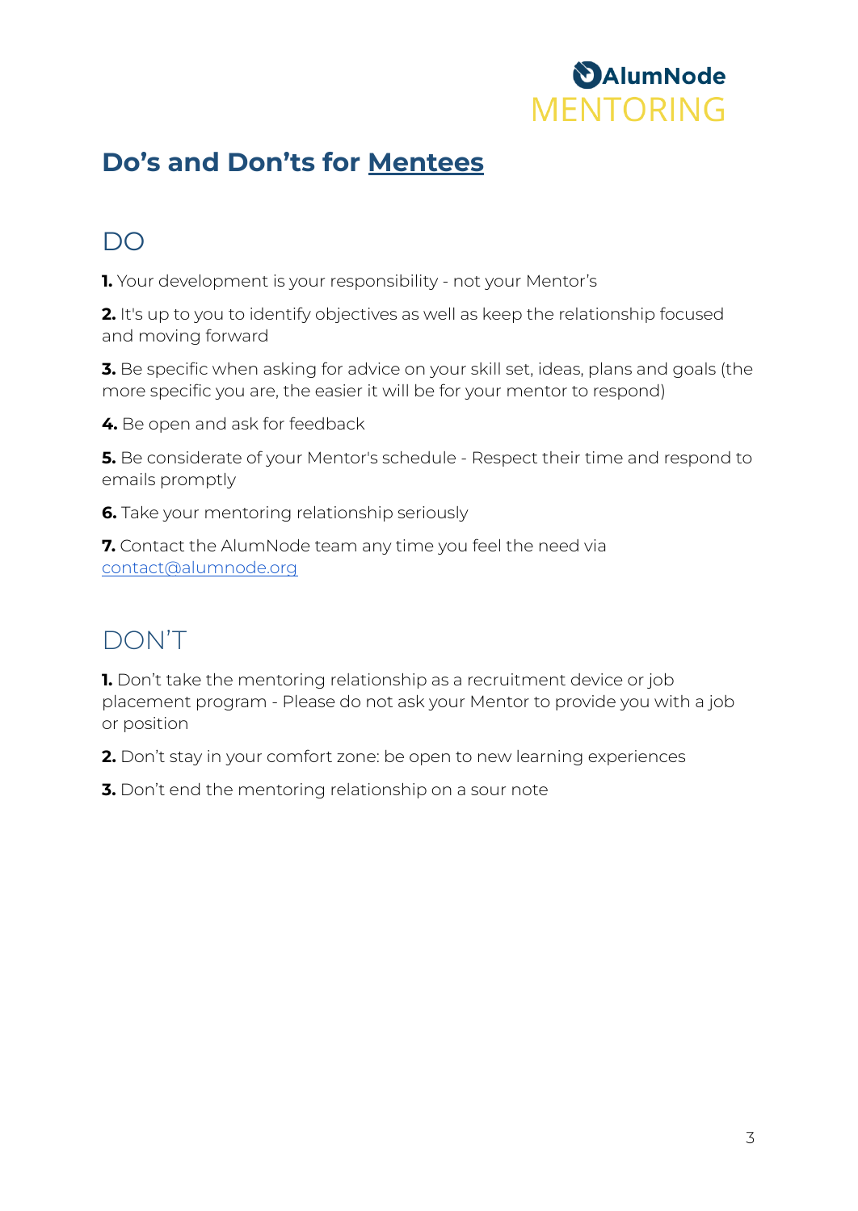AlumNode MENTORING

# Do's and Don'ts for Mentees

## DO

**1.** Your development is your responsibility - not your Mentor's

**2.** It's up to you to identify objectives as well as keep the relationship focused and moving forward

**3.** Be specific when asking for advice on your skill set, ideas, plans and goals (the more specific you are, the easier it will be for your mentor to respond)

**4.** Be open and ask for feedback

**5.** Be considerate of your Mentor's schedule - Respect their time and respond to emails promptly

**6.** Take your mentoring relationship seriously

**7.** Contact the AlumNode team any time you feel the need via contact@alumnode.org

## DON'T

**1.** Don't take the mentoring relationship as a recruitment device or job placement program - Please do not ask your Mentor to provide you with a job or position

**2.** Don't stay in your comfort zone: be open to new learning experiences

**3.** Don't end the mentoring relationship on a sour note